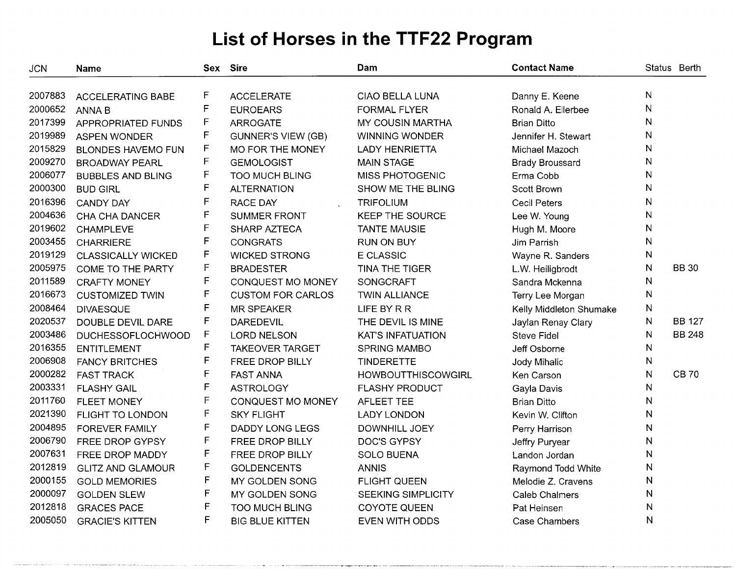# List of Horses in the TTF22 Program

| JCN | Name | Sex | Sire | Dam | Contact Name | Status | Berth |
|---|---|---|---|---|---|---|---|
| 2007883 | ACCELERATING BABE | F | ACCELERATE | CIAO BELLA LUNA | Danny E. Keene | N | |
| 2000652 | ANNA B | F | EUROEARS | FORMAL FLYER | Ronald A. Ellerbee | N | |
| 2017399 | APPROPRIATED FUNDS | F | ARROGATE | MY COUSIN MARTHA | Brian Ditto | N | |
| 2019989 | ASPEN WONDER | F | GUNNER'S VIEW (GB) | WINNING WONDER | Jennifer H. Stewart | N | |
| 2015829 | BLONDES HAVEMO FUN | F | MO FOR THE MONEY | LADY HENRIETTA | Michael Mazoch | N | |
| 2009270 | BROADWAY PEARL | F | GEMOLOGIST | MAIN STAGE | Brady Broussard | N | |
| 2006077 | BUBBLES AND BLING | F | TOO MUCH BLING | MISS PHOTOGENIC | Erma Cobb | N | |
| 2000300 | BUD GIRL | F | ALTERNATION | SHOW ME THE BLING | Scott Brown | N | |
| 2016396 | CANDY DAY | F | RACE DAY | TRIFOLIUM | Cecil Peters | N | |
| 2004636 | CHA CHA DANCER | F | SUMMER FRONT | KEEP THE SOURCE | Lee W. Young | N | |
| 2019602 | CHAMPLEVE | F | SHARP AZTECA | TANTE MAUSIE | Hugh M. Moore | N | |
| 2003455 | CHARRIERE | F | CONGRATS | RUN ON BUY | Jim Parrish | N | |
| 2019129 | CLASSICALLY WICKED | F | WICKED STRONG | E CLASSIC | Wayne R. Sanders | N | |
| 2005975 | COME TO THE PARTY | F | BRADESTER | TINA THE TIGER | L.W. Heiligbrodt | N | BB 30 |
| 2011589 | CRAFTY MONEY | F | CONQUEST MO MONEY | SONGCRAFT | Sandra Mckenna | N | |
| 2016673 | CUSTOMIZED TWIN | F | CUSTOM FOR CARLOS | TWIN ALLIANCE | Terry Lee Morgan | N | |
| 2008464 | DIVAESQUE | F | MR SPEAKER | LIFE BY R R | Kelly Middleton Shumake | N | |
| 2020537 | DOUBLE DEVIL DARE | F | DAREDEVIL | THE DEVIL IS MINE | Jaylan Renay Clary | N | BB 127 |
| 2003486 | DUCHESSOFLOCHWOOD | F | LORD NELSON | KAT'S INFATUATION | Steve Fidel | N | BB 248 |
| 2016355 | ENTITLEMENT | F | TAKEOVER TARGET | SPRING MAMBO | Jeff Osborne | N | |
| 2006908 | FANCY BRITCHES | F | FREE DROP BILLY | TINDERETTE | Jody Mihalic | N | |
| 2000282 | FAST TRACK | F | FAST ANNA | HOWBOUTTHISCOWGIRL | Ken Carson | N | CB 70 |
| 2003331 | FLASHY GAIL | F | ASTROLOGY | FLASHY PRODUCT | Gayla Davis | N | |
| 2011760 | FLEET MONEY | F | CONQUEST MO MONEY | AFLEET TEE | Brian Ditto | N | |
| 2021390 | FLIGHT TO LONDON | F | SKY FLIGHT | LADY LONDON | Kevin W. Clifton | N | |
| 2004895 | FOREVER FAMILY | F | DADDY LONG LEGS | DOWNHILL JOEY | Perry Harrison | N | |
| 2006790 | FREE DROP GYPSY | F | FREE DROP BILLY | DOC'S GYPSY | Jeffry Puryear | N | |
| 2007631 | FREE DROP MADDY | F | FREE DROP BILLY | SOLO BUENA | Landon Jordan | N | |
| 2012819 | GLITZ AND GLAMOUR | F | GOLDENCENTS | ANNIS | Raymond Todd White | N | |
| 2000155 | GOLD MEMORIES | F | MY GOLDEN SONG | FLIGHT QUEEN | Melodie Z. Cravens | N | |
| 2000097 | GOLDEN SLEW | F | MY GOLDEN SONG | SEEKING SIMPLICITY | Caleb Chalmers | N | |
| 2012818 | GRACES PACE | F | TOO MUCH BLING | COYOTE QUEEN | Pat Heinsen | N | |
| 2005050 | GRACIE'S KITTEN | F | BIG BLUE KITTEN | EVEN WITH ODDS | Case Chambers | N | |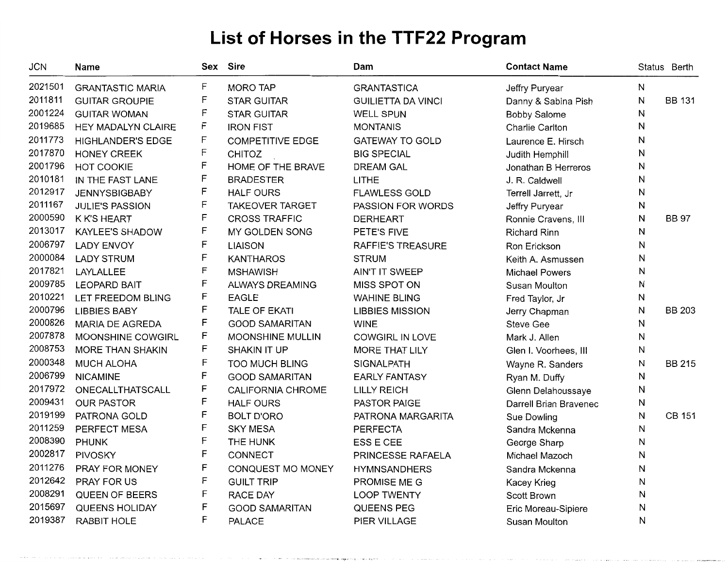# List of Horses in the TTF22 Program

| JCN | Name | Sex | Sire | Dam | Contact Name | Status | Berth |
|---|---|---|---|---|---|---|---|
| 2021501 | GRANTASTIC MARIA | F | MORO TAP | GRANTASTICA | Jeffry Puryear | N | |
| 2011811 | GUITAR GROUPIE | F | STAR GUITAR | GUILIETTA DA VINCI | Danny & Sabina Pish | N | BB 131 |
| 2001224 | GUITAR WOMAN | F | STAR GUITAR | WELL SPUN | Bobby Salome | N | |
| 2019685 | HEY MADALYN CLAIRE | F | IRON FIST | MONTANIS | Charlie Carlton | N | |
| 2011773 | HIGHLANDER'S EDGE | F | COMPETITIVE EDGE | GATEWAY TO GOLD | Laurence E. Hirsch | N | |
| 2017870 | HONEY CREEK | F | CHITOZ | BIG SPECIAL | Judith Hemphill | N | |
| 2001796 | HOT COOKIE | F | HOME OF THE BRAVE | DREAM GAL | Jonathan B Herreros | N | |
| 2010181 | IN THE FAST LANE | F | BRADESTER | LITHE | J. R. Caldwell | N | |
| 2012917 | JENNYSBIGBABY | F | HALF OURS | FLAWLESS GOLD | Terrell Jarrett, Jr | N | |
| 2011167 | JULIE'S PASSION | F | TAKEOVER TARGET | PASSION FOR WORDS | Jeffry Puryear | N | |
| 2000590 | K K'S HEART | F | CROSS TRAFFIC | DERHEART | Ronnie Cravens, III | N | BB 97 |
| 2013017 | KAYLEE'S SHADOW | F | MY GOLDEN SONG | PETE'S FIVE | Richard Rinn | N | |
| 2006797 | LADY ENVOY | F | LIAISON | RAFFIE'S TREASURE | Ron Erickson | N | |
| 2000084 | LADY STRUM | F | KANTHAROS | STRUM | Keith A. Asmussen | N | |
| 2017821 | LAYLALLEE | F | MSHAWISH | AIN'T IT SWEEP | Michael Powers | N | |
| 2009785 | LEOPARD BAIT | F | ALWAYS DREAMING | MISS SPOT ON | Susan Moulton | N | |
| 2010221 | LET FREEDOM BLING | F | EAGLE | WAHINE BLING | Fred Taylor, Jr | N | |
| 2000796 | LIBBIES BABY | F | TALE OF EKATI | LIBBIES MISSION | Jerry Chapman | N | BB 203 |
| 2000826 | MARIA DE AGREDA | F | GOOD SAMARITAN | WINE | Steve Gee | N | |
| 2007878 | MOONSHINE COWGIRL | F | MOONSHINE MULLIN | COWGIRL IN LOVE | Mark J. Allen | N | |
| 2008753 | MORE THAN SHAKIN | F | SHAKIN IT UP | MORE THAT LILY | Glen I. Voorhees, III | N | |
| 2000348 | MUCH ALOHA | F | TOO MUCH BLING | SIGNALPATH | Wayne R. Sanders | N | BB 215 |
| 2006799 | NICAMINE | F | GOOD SAMARITAN | EARLY FANTASY | Ryan M. Duffy | N | |
| 2017972 | ONECALLTHATSCALL | F | CALIFORNIA CHROME | LILLY REICH | Glenn Delahoussaye | N | |
| 2009431 | OUR PASTOR | F | HALF OURS | PASTOR PAIGE | Darrell Brian Bravenec | N | |
| 2019199 | PATRONA GOLD | F | BOLT D'ORO | PATRONA MARGARITA | Sue Dowling | N | CB 151 |
| 2011259 | PERFECT MESA | F | SKY MESA | PERFECTA | Sandra Mckenna | N | |
| 2008390 | PHUNK | F | THE HUNK | ESS E CEE | George Sharp | N | |
| 2002817 | PIVOSKY | F | CONNECT | PRINCESSE RAFAELA | Michael Mazoch | N | |
| 2011276 | PRAY FOR MONEY | F | CONQUEST MO MONEY | HYMNSANDHERS | Sandra Mckenna | N | |
| 2012642 | PRAY FOR US | F | GUILT TRIP | PROMISE ME G | Kacey Krieg | N | |
| 2008291 | QUEEN OF BEERS | F | RACE DAY | LOOP TWENTY | Scott Brown | N | |
| 2015697 | QUEENS HOLIDAY | F | GOOD SAMARITAN | QUEENS PEG | Eric Moreau-Sipiere | N | |
| 2019387 | RABBIT HOLE | F | PALACE | PIER VILLAGE | Susan Moulton | N | |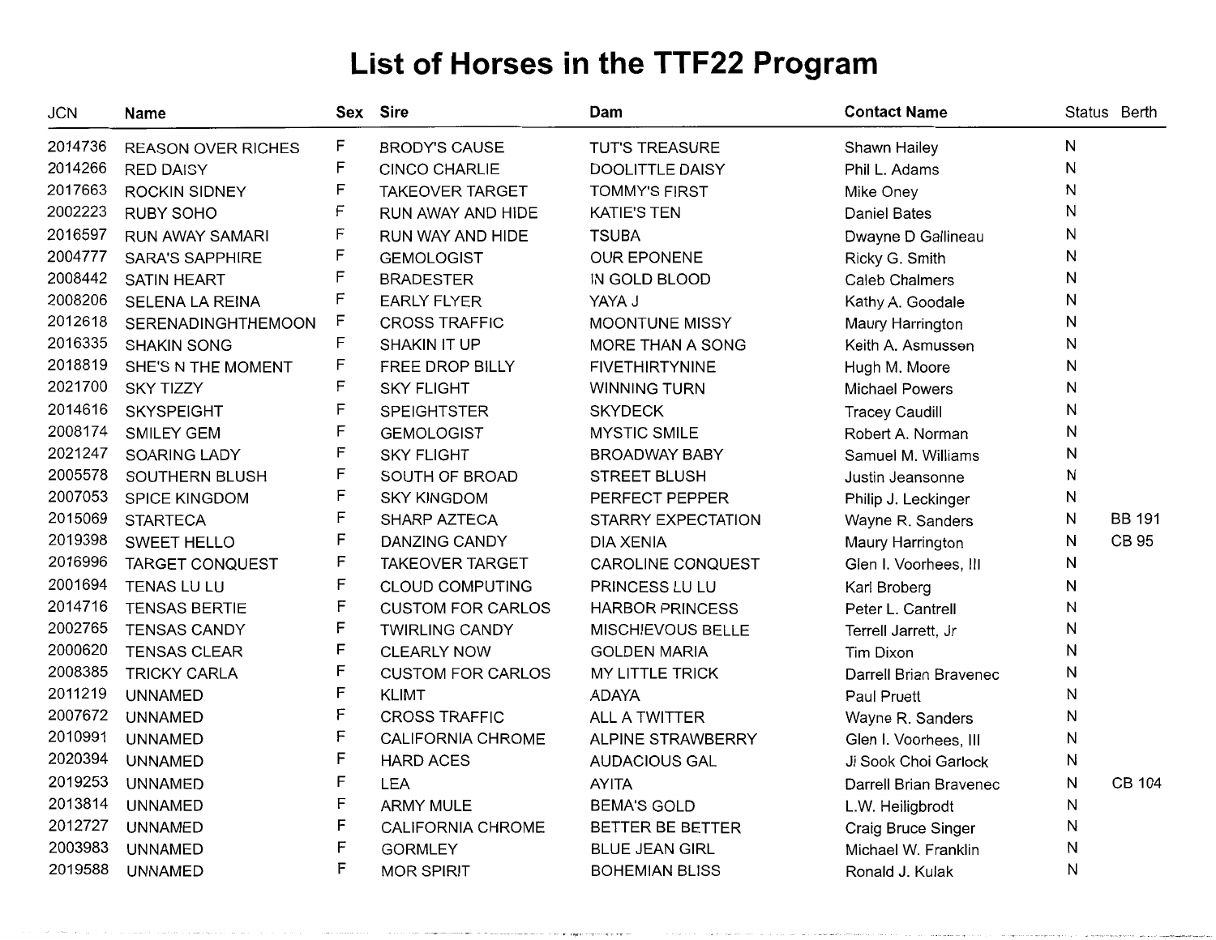# List of Horses in the TTF22 Program

| JCN | Name | Sex | Sire | Dam | Contact Name | Status | Berth |
|---|---|---|---|---|---|---|---|
| 2014736 | REASON OVER RICHES | F | BRODY'S CAUSE | TUT'S TREASURE | Shawn Hailey | N | |
| 2014266 | RED DAISY | F | CINCO CHARLIE | DOOLITTLE DAISY | Phil L. Adams | N | |
| 2017663 | ROCKIN SIDNEY | F | TAKEOVER TARGET | TOMMY'S FIRST | Mike Oney | N | |
| 2002223 | RUBY SOHO | F | RUN AWAY AND HIDE | KATIE'S TEN | Daniel Bates | N | |
| 2016597 | RUN AWAY SAMARI | F | RUN WAY AND HIDE | TSUBA | Dwayne D Gallineau | N | |
| 2004777 | SARA'S SAPPHIRE | F | GEMOLOGIST | OUR EPONENE | Ricky G. Smith | N | |
| 2008442 | SATIN HEART | F | BRADESTER | IN GOLD BLOOD | Caleb Chalmers | N | |
| 2008206 | SELENA LA REINA | F | EARLY FLYER | YAYA J | Kathy A. Goodale | N | |
| 2012618 | SERENADINGHTHEMOON | F | CROSS TRAFFIC | MOONTUNE MISSY | Maury Harrington | N | |
| 2016335 | SHAKIN SONG | F | SHAKIN IT UP | MORE THAN A SONG | Keith A. Asmussen | N | |
| 2018819 | SHE'S N THE MOMENT | F | FREE DROP BILLY | FIVETHIRTYNINE | Hugh M. Moore | N | |
| 2021700 | SKY TIZZY | F | SKY FLIGHT | WINNING TURN | Michael Powers | N | |
| 2014616 | SKYSPEIGHT | F | SPEIGHTSTER | SKYDECK | Tracey Caudill | N | |
| 2008174 | SMILEY GEM | F | GEMOLOGIST | MYSTIC SMILE | Robert A. Norman | N | |
| 2021247 | SOARING LADY | F | SKY FLIGHT | BROADWAY BABY | Samuel M. Williams | N | |
| 2005578 | SOUTHERN BLUSH | F | SOUTH OF BROAD | STREET BLUSH | Justin Jeansonne | N | |
| 2007053 | SPICE KINGDOM | F | SKY KINGDOM | PERFECT PEPPER | Philip J. Leckinger | N | |
| 2015069 | STARTECA | F | SHARP AZTECA | STARRY EXPECTATION | Wayne R. Sanders | N | BB 191 |
| 2019398 | SWEET HELLO | F | DANZING CANDY | DIA XENIA | Maury Harrington | N | CB 95 |
| 2016996 | TARGET CONQUEST | F | TAKEOVER TARGET | CAROLINE CONQUEST | Glen I. Voorhees, III | N | |
| 2001694 | TENAS LU LU | F | CLOUD COMPUTING | PRINCESS LU LU | Karl Broberg | N | |
| 2014716 | TENSAS BERTIE | F | CUSTOM FOR CARLOS | HARBOR PRINCESS | Peter L. Cantrell | N | |
| 2002765 | TENSAS CANDY | F | TWIRLING CANDY | MISCHIEVOUS BELLE | Terrell Jarrett, Jr | N | |
| 2000620 | TENSAS CLEAR | F | CLEARLY NOW | GOLDEN MARIA | Tim Dixon | N | |
| 2008385 | TRICKY CARLA | F | CUSTOM FOR CARLOS | MY LITTLE TRICK | Darrell Brian Bravenec | N | |
| 2011219 | UNNAMED | F | KLIMT | ADAYA | Paul Pruett | N | |
| 2007672 | UNNAMED | F | CROSS TRAFFIC | ALL A TWITTER | Wayne R. Sanders | N | |
| 2010991 | UNNAMED | F | CALIFORNIA CHROME | ALPINE STRAWBERRY | Glen I. Voorhees, III | N | |
| 2020394 | UNNAMED | F | HARD ACES | AUDACIOUS GAL | Ji Sook Choi Garlock | N | |
| 2019253 | UNNAMED | F | LEA | AYITA | Darrell Brian Bravenec | N | CB 104 |
| 2013814 | UNNAMED | F | ARMY MULE | BEMA'S GOLD | L.W. Heiligbrodt | N | |
| 2012727 | UNNAMED | F | CALIFORNIA CHROME | BETTER BE BETTER | Craig Bruce Singer | N | |
| 2003983 | UNNAMED | F | GORMLEY | BLUE JEAN GIRL | Michael W. Franklin | N | |
| 2019588 | UNNAMED | F | MOR SPIRIT | BOHEMIAN BLISS | Ronald J. Kulak | N | |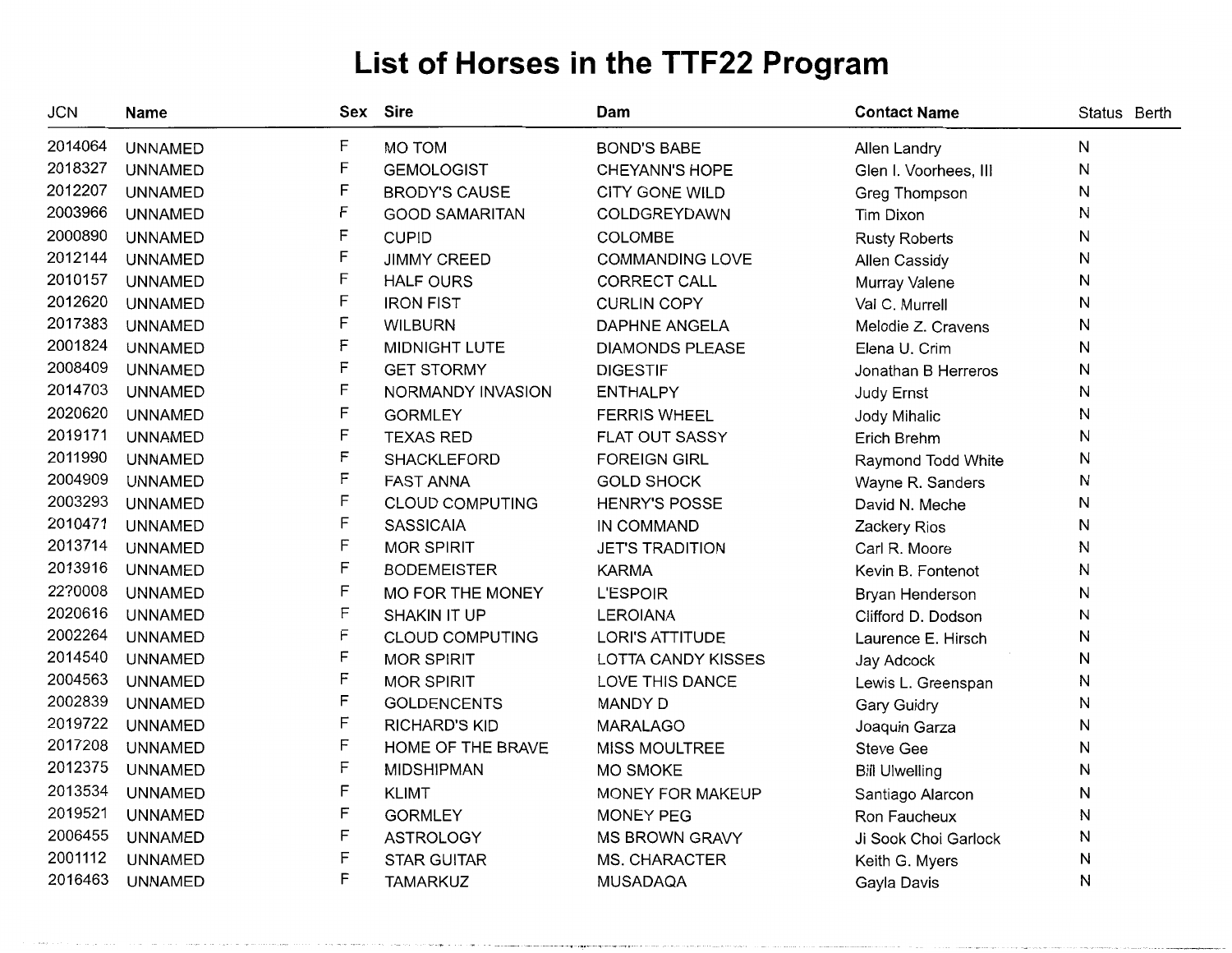# List of Horses in the TTF22 Program

| JCN | Name | Sex | Sire | Dam | Contact Name | Status | Berth |
|---|---|---|---|---|---|---|---|
| 2014064 | UNNAMED | F | MO TOM | BOND'S BABE | Allen Landry | N | |
| 2018327 | UNNAMED | F | GEMOLOGIST | CHEYANN'S HOPE | Glen I. Voorhees, III | N | |
| 2012207 | UNNAMED | F | BRODY'S CAUSE | CITY GONE WILD | Greg Thompson | N | |
| 2003966 | UNNAMED | F | GOOD SAMARITAN | COLDGREYDAWN | Tim Dixon | N | |
| 2000890 | UNNAMED | F | CUPID | COLOMBE | Rusty Roberts | N | |
| 2012144 | UNNAMED | F | JIMMY CREED | COMMANDING LOVE | Allen Cassidy | N | |
| 2010157 | UNNAMED | F | HALF OURS | CORRECT CALL | Murray Valene | N | |
| 2012620 | UNNAMED | F | IRON FIST | CURLIN COPY | Val C. Murrell | N | |
| 2017383 | UNNAMED | F | WILBURN | DAPHNE ANGELA | Melodie Z. Cravens | N | |
| 2001824 | UNNAMED | F | MIDNIGHT LUTE | DIAMONDS PLEASE | Elena U. Crim | N | |
| 2008409 | UNNAMED | F | GET STORMY | DIGESTIF | Jonathan B Herreros | N | |
| 2014703 | UNNAMED | F | NORMANDY INVASION | ENTHALPY | Judy Ernst | N | |
| 2020620 | UNNAMED | F | GORMLEY | FERRIS WHEEL | Jody Mihalic | N | |
| 2019171 | UNNAMED | F | TEXAS RED | FLAT OUT SASSY | Erich Brehm | N | |
| 2011990 | UNNAMED | F | SHACKLEFORD | FOREIGN GIRL | Raymond Todd White | N | |
| 2004909 | UNNAMED | F | FAST ANNA | GOLD SHOCK | Wayne R. Sanders | N | |
| 2003293 | UNNAMED | F | CLOUD COMPUTING | HENRY'S POSSE | David N. Meche | N | |
| 2010471 | UNNAMED | F | SASSICAIA | IN COMMAND | Zackery Rios | N | |
| 2013714 | UNNAMED | F | MOR SPIRIT | JET'S TRADITION | Carl R. Moore | N | |
| 2013916 | UNNAMED | F | BODEMEISTER | KARMA | Kevin B. Fontenot | N | |
| 2270008 | UNNAMED | F | MO FOR THE MONEY | L'ESPOIR | Bryan Henderson | N | |
| 2020616 | UNNAMED | F | SHAKIN IT UP | LEROIANA | Clifford D. Dodson | N | |
| 2002264 | UNNAMED | F | CLOUD COMPUTING | LORI'S ATTITUDE | Laurence E. Hirsch | N | |
| 2014540 | UNNAMED | F | MOR SPIRIT | LOTTA CANDY KISSES | Jay Adcock | N | |
| 2004563 | UNNAMED | F | MOR SPIRIT | LOVE THIS DANCE | Lewis L. Greenspan | N | |
| 2002839 | UNNAMED | F | GOLDENCENTS | MANDY D | Gary Guidry | N | |
| 2019722 | UNNAMED | F | RICHARD'S KID | MARALAGO | Joaquin Garza | N | |
| 2017208 | UNNAMED | F | HOME OF THE BRAVE | MISS MOULTREE | Steve Gee | N | |
| 2012375 | UNNAMED | F | MIDSHIPMAN | MO SMOKE | Bill Ulwelling | N | |
| 2013534 | UNNAMED | F | KLIMT | MONEY FOR MAKEUP | Santiago Alarcon | N | |
| 2019521 | UNNAMED | F | GORMLEY | MONEY PEG | Ron Faucheux | N | |
| 2006455 | UNNAMED | F | ASTROLOGY | MS BROWN GRAVY | Ji Sook Choi Garlock | N | |
| 2001112 | UNNAMED | F | STAR GUITAR | MS. CHARACTER | Keith G. Myers | N | |
| 2016463 | UNNAMED | F | TAMARKUZ | MUSADAQA | Gayla Davis | N | |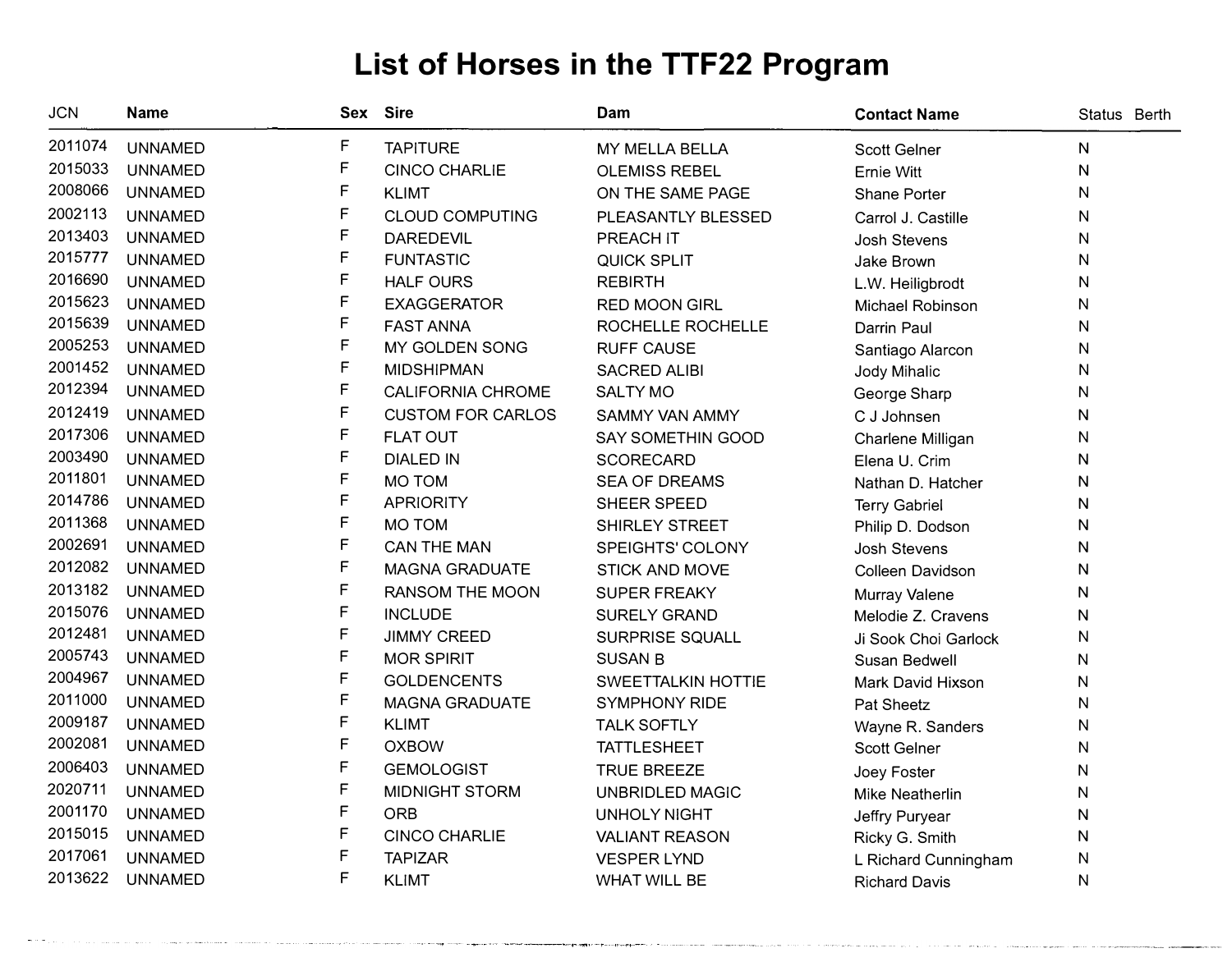# List of Horses in the TTF22 Program

| JCN | Name | Sex | Sire | Dam | Contact Name | Status | Berth |
|---|---|---|---|---|---|---|---|
| 2011074 | UNNAMED | F | TAPITURE | MY MELLA BELLA | Scott Gelner | N | |
| 2015033 | UNNAMED | F | CINCO CHARLIE | OLEMISS REBEL | Ernie Witt | N | |
| 2008066 | UNNAMED | F | KLIMT | ON THE SAME PAGE | Shane Porter | N | |
| 2002113 | UNNAMED | F | CLOUD COMPUTING | PLEASANTLY BLESSED | Carrol J. Castille | N | |
| 2013403 | UNNAMED | F | DAREDEVIL | PREACH IT | Josh Stevens | N | |
| 2015777 | UNNAMED | F | FUNTASTIC | QUICK SPLIT | Jake Brown | N | |
| 2016690 | UNNAMED | F | HALF OURS | REBIRTH | L.W. Heiligbrodt | N | |
| 2015623 | UNNAMED | F | EXAGGERATOR | RED MOON GIRL | Michael Robinson | N | |
| 2015639 | UNNAMED | F | FAST ANNA | ROCHELLE ROCHELLE | Darrin Paul | N | |
| 2005253 | UNNAMED | F | MY GOLDEN SONG | RUFF CAUSE | Santiago Alarcon | N | |
| 2001452 | UNNAMED | F | MIDSHIPMAN | SACRED ALIBI | Jody Mihalic | N | |
| 2012394 | UNNAMED | F | CALIFORNIA CHROME | SALTY MO | George Sharp | N | |
| 2012419 | UNNAMED | F | CUSTOM FOR CARLOS | SAMMY VAN AMMY | C J Johnsen | N | |
| 2017306 | UNNAMED | F | FLAT OUT | SAY SOMETHIN GOOD | Charlene Milligan | N | |
| 2003490 | UNNAMED | F | DIALED IN | SCORECARD | Elena U. Crim | N | |
| 2011801 | UNNAMED | F | MO TOM | SEA OF DREAMS | Nathan D. Hatcher | N | |
| 2014786 | UNNAMED | F | APRIORITY | SHEER SPEED | Terry Gabriel | N | |
| 2011368 | UNNAMED | F | MO TOM | SHIRLEY STREET | Philip D. Dodson | N | |
| 2002691 | UNNAMED | F | CAN THE MAN | SPEIGHTS' COLONY | Josh Stevens | N | |
| 2012082 | UNNAMED | F | MAGNA GRADUATE | STICK AND MOVE | Colleen Davidson | N | |
| 2013182 | UNNAMED | F | RANSOM THE MOON | SUPER FREAKY | Murray Valene | N | |
| 2015076 | UNNAMED | F | INCLUDE | SURELY GRAND | Melodie Z. Cravens | N | |
| 2012481 | UNNAMED | F | JIMMY CREED | SURPRISE SQUALL | Ji Sook Choi Garlock | N | |
| 2005743 | UNNAMED | F | MOR SPIRIT | SUSAN B | Susan Bedwell | N | |
| 2004967 | UNNAMED | F | GOLDENCENTS | SWEETTALKIN HOTTIE | Mark David Hixson | N | |
| 2011000 | UNNAMED | F | MAGNA GRADUATE | SYMPHONY RIDE | Pat Sheetz | N | |
| 2009187 | UNNAMED | F | KLIMT | TALK SOFTLY | Wayne R. Sanders | N | |
| 2002081 | UNNAMED | F | OXBOW | TATTLESHEET | Scott Gelner | N | |
| 2006403 | UNNAMED | F | GEMOLOGIST | TRUE BREEZE | Joey Foster | N | |
| 2020711 | UNNAMED | F | MIDNIGHT STORM | UNBRIDLED MAGIC | Mike Neatherlin | N | |
| 2001170 | UNNAMED | F | ORB | UNHOLY NIGHT | Jeffry Puryear | N | |
| 2015015 | UNNAMED | F | CINCO CHARLIE | VALIANT REASON | Ricky G. Smith | N | |
| 2017061 | UNNAMED | F | TAPIZAR | VESPER LYND | L Richard Cunningham | N | |
| 2013622 | UNNAMED | F | KLIMT | WHAT WILL BE | Richard Davis | N | |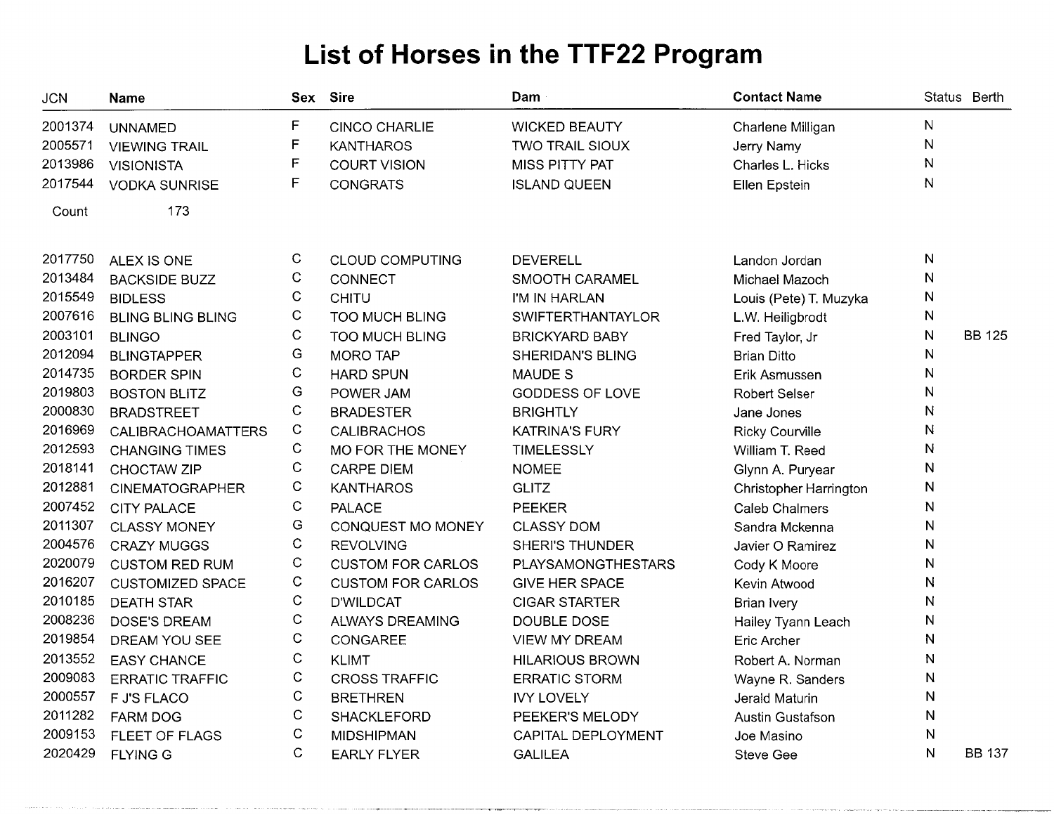# List of Horses in the TTF22 Program

| JCN | Name | Sex | Sire | Dam | Contact Name | Status | Berth |
|---|---|---|---|---|---|---|---|
| 2001374 | UNNAMED | F | CINCO CHARLIE | WICKED BEAUTY | Charlene Milligan | N | |
| 2005571 | VIEWING TRAIL | F | KANTHAROS | TWO TRAIL SIOUX | Jerry Namy | N | |
| 2013986 | VISIONISTA | F | COURT VISION | MISS PITTY PAT | Charles L. Hicks | N | |
| 2017544 | VODKA SUNRISE | F | CONGRATS | ISLAND QUEEN | Ellen Epstein | N | |

Count 173

| JCN | Name | Sex | Sire | Dam | Contact Name | Status | Berth |
|---|---|---|---|---|---|---|---|
| 2017750 | ALEX IS ONE | C | CLOUD COMPUTING | DEVERELL | Landon Jordan | N | |
| 2013484 | BACKSIDE BUZZ | C | CONNECT | SMOOTH CARAMEL | Michael Mazoch | N | |
| 2015549 | BIDLESS | C | CHITU | I'M IN HARLAN | Louis (Pete) T. Muzyka | N | |
| 2007616 | BLING BLING BLING | C | TOO MUCH BLING | SWIFTERTHANTAYLOR | L.W. Heiligbrodt | N | |
| 2003101 | BLINGO | C | TOO MUCH BLING | BRICKYARD BABY | Fred Taylor, Jr | N | BB 125 |
| 2012094 | BLINGTAPPER | G | MORO TAP | SHERIDAN'S BLING | Brian Ditto | N | |
| 2014735 | BORDER SPIN | C | HARD SPUN | MAUDE S | Erik Asmussen | N | |
| 2019803 | BOSTON BLITZ | G | POWER JAM | GODDESS OF LOVE | Robert Selser | N | |
| 2000830 | BRADSTREET | C | BRADESTER | BRIGHTLY | Jane Jones | N | |
| 2016969 | CALIBRACHOAMATTERS | C | CALIBRACHOS | KATRINA'S FURY | Ricky Courville | N | |
| 2012593 | CHANGING TIMES | C | MO FOR THE MONEY | TIMELESSLY | William T. Reed | N | |
| 2018141 | CHOCTAW ZIP | C | CARPE DIEM | NOMEE | Glynn A. Puryear | N | |
| 2012881 | CINEMATOGRAPHER | C | KANTHAROS | GLITZ | Christopher Harrington | N | |
| 2007452 | CITY PALACE | C | PALACE | PEEKER | Caleb Chalmers | N | |
| 2011307 | CLASSY MONEY | G | CONQUEST MO MONEY | CLASSY DOM | Sandra Mckenna | N | |
| 2004576 | CRAZY MUGGS | C | REVOLVING | SHERI'S THUNDER | Javier O Ramirez | N | |
| 2020079 | CUSTOM RED RUM | C | CUSTOM FOR CARLOS | PLAYSAMONGTHESTARS | Cody K Moore | N | |
| 2016207 | CUSTOMIZED SPACE | C | CUSTOM FOR CARLOS | GIVE HER SPACE | Kevin Atwood | N | |
| 2010185 | DEATH STAR | C | D'WILDCAT | CIGAR STARTER | Brian Ivery | N | |
| 2008236 | DOSE'S DREAM | C | ALWAYS DREAMING | DOUBLE DOSE | Hailey Tyann Leach | N | |
| 2019854 | DREAM YOU SEE | C | CONGAREE | VIEW MY DREAM | Eric Archer | N | |
| 2013552 | EASY CHANCE | C | KLIMT | HILARIOUS BROWN | Robert A. Norman | N | |
| 2009083 | ERRATIC TRAFFIC | C | CROSS TRAFFIC | ERRATIC STORM | Wayne R. Sanders | N | |
| 2000557 | F J'S FLACO | C | BRETHREN | IVY LOVELY | Jerald Maturin | N | |
| 2011282 | FARM DOG | C | SHACKLEFORD | PEEKER'S MELODY | Austin Gustafson | N | |
| 2009153 | FLEET OF FLAGS | C | MIDSHIPMAN | CAPITAL DEPLOYMENT | Joe Masino | N | |
| 2020429 | FLYING G | C | EARLY FLYER | GALILEA | Steve Gee | N | BB 137 |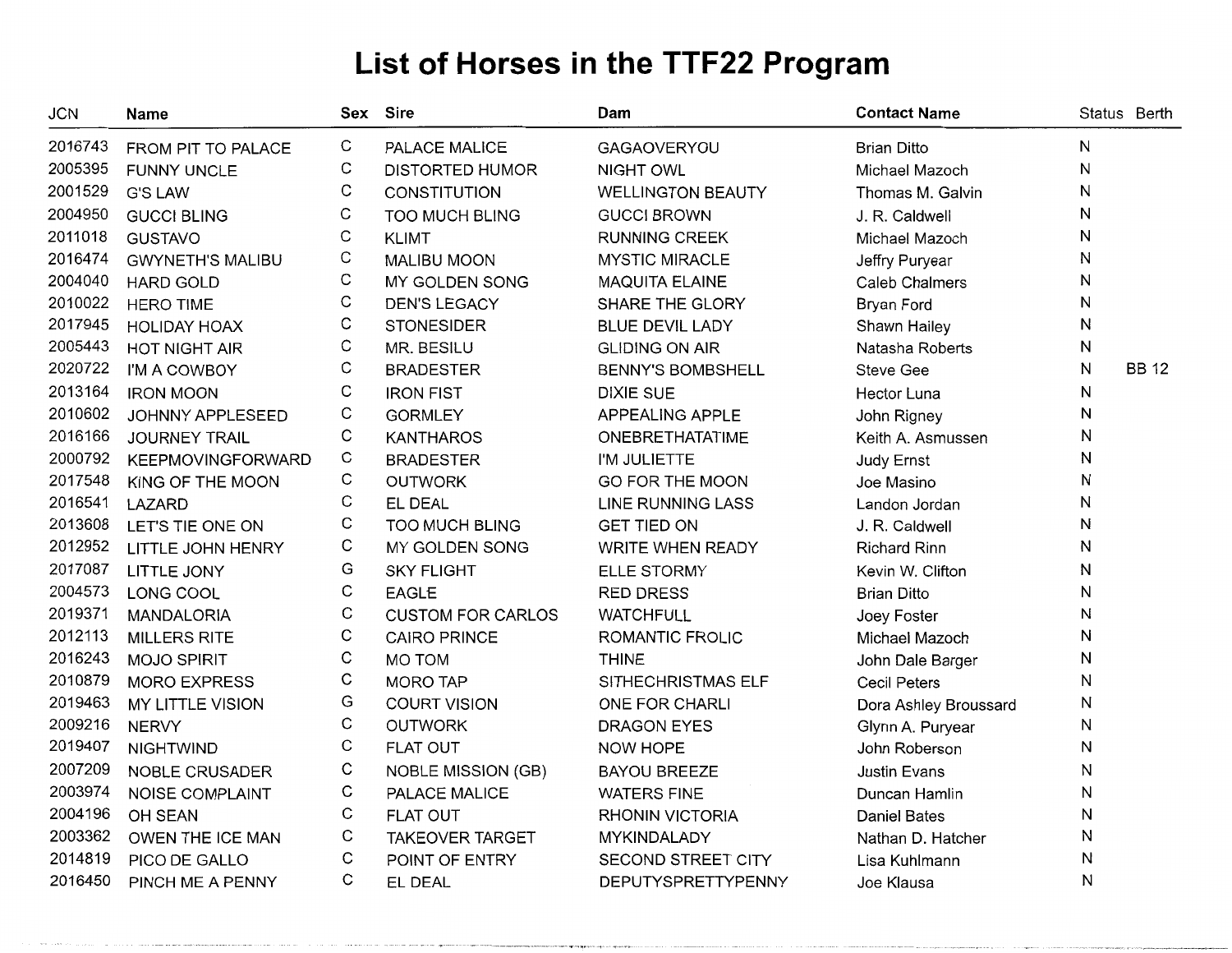# List of Horses in the TTF22 Program

| JCN | Name | Sex | Sire | Dam | Contact Name | Status | Berth |
|---|---|---|---|---|---|---|---|
| 2016743 | FROM PIT TO PALACE | C | PALACE MALICE | GAGAOVERYOU | Brian Ditto | N | |
| 2005395 | FUNNY UNCLE | C | DISTORTED HUMOR | NIGHT OWL | Michael Mazoch | N | |
| 2001529 | G'S LAW | C | CONSTITUTION | WELLINGTON BEAUTY | Thomas M. Galvin | N | |
| 2004950 | GUCCI BLING | C | TOO MUCH BLING | GUCCI BROWN | J. R. Caldwell | N | |
| 2011018 | GUSTAVO | C | KLIMT | RUNNING CREEK | Michael Mazoch | N | |
| 2016474 | GWYNETH'S MALIBU | C | MALIBU MOON | MYSTIC MIRACLE | Jeffry Puryear | N | |
| 2004040 | HARD GOLD | C | MY GOLDEN SONG | MAQUITA ELAINE | Caleb Chalmers | N | |
| 2010022 | HERO TIME | C | DEN'S LEGACY | SHARE THE GLORY | Bryan Ford | N | |
| 2017945 | HOLIDAY HOAX | C | STONESIDER | BLUE DEVIL LADY | Shawn Hailey | N | |
| 2005443 | HOT NIGHT AIR | C | MR. BESILU | GLIDING ON AIR | Natasha Roberts | N | |
| 2020722 | I'M A COWBOY | C | BRADESTER | BENNY'S BOMBSHELL | Steve Gee | N | BB 12 |
| 2013164 | IRON MOON | C | IRON FIST | DIXIE SUE | Hector Luna | N | |
| 2010602 | JOHNNY APPLESEED | C | GORMLEY | APPEALING APPLE | John Rigney | N | |
| 2016166 | JOURNEY TRAIL | C | KANTHAROS | ONEBRETHATATIME | Keith A. Asmussen | N | |
| 2000792 | KEEPMOVINGFORWARD | C | BRADESTER | I'M JULIETTE | Judy Ernst | N | |
| 2017548 | KING OF THE MOON | C | OUTWORK | GO FOR THE MOON | Joe Masino | N | |
| 2016541 | LAZARD | C | EL DEAL | LINE RUNNING LASS | Landon Jordan | N | |
| 2013608 | LET'S TIE ONE ON | C | TOO MUCH BLING | GET TIED ON | J. R. Caldwell | N | |
| 2012952 | LITTLE JOHN HENRY | C | MY GOLDEN SONG | WRITE WHEN READY | Richard Rinn | N | |
| 2017087 | LITTLE JONY | G | SKY FLIGHT | ELLE STORMY | Kevin W. Clifton | N | |
| 2004573 | LONG COOL | C | EAGLE | RED DRESS | Brian Ditto | N | |
| 2019371 | MANDALORIA | C | CUSTOM FOR CARLOS | WATCHFULL | Joey Foster | N | |
| 2012113 | MILLERS RITE | C | CAIRO PRINCE | ROMANTIC FROLIC | Michael Mazoch | N | |
| 2016243 | MOJO SPIRIT | C | MO TOM | THINE | John Dale Barger | N | |
| 2010879 | MORO EXPRESS | C | MORO TAP | SITHECHRISTMAS ELF | Cecil Peters | N | |
| 2019463 | MY LITTLE VISION | G | COURT VISION | ONE FOR CHARLI | Dora Ashley Broussard | N | |
| 2009216 | NERVY | C | OUTWORK | DRAGON EYES | Glynn A. Puryear | N | |
| 2019407 | NIGHTWIND | C | FLAT OUT | NOW HOPE | John Roberson | N | |
| 2007209 | NOBLE CRUSADER | C | NOBLE MISSION (GB) | BAYOU BREEZE | Justin Evans | N | |
| 2003974 | NOISE COMPLAINT | C | PALACE MALICE | WATERS FINE | Duncan Hamlin | N | |
| 2004196 | OH SEAN | C | FLAT OUT | RHONIN VICTORIA | Daniel Bates | N | |
| 2003362 | OWEN THE ICE MAN | C | TAKEOVER TARGET | MYKINDALADY | Nathan D. Hatcher | N | |
| 2014819 | PICO DE GALLO | C | POINT OF ENTRY | SECOND STREET CITY | Lisa Kuhlmann | N | |
| 2016450 | PINCH ME A PENNY | C | EL DEAL | DEPUTYSPRETTYPENNY | Joe Klausa | N | |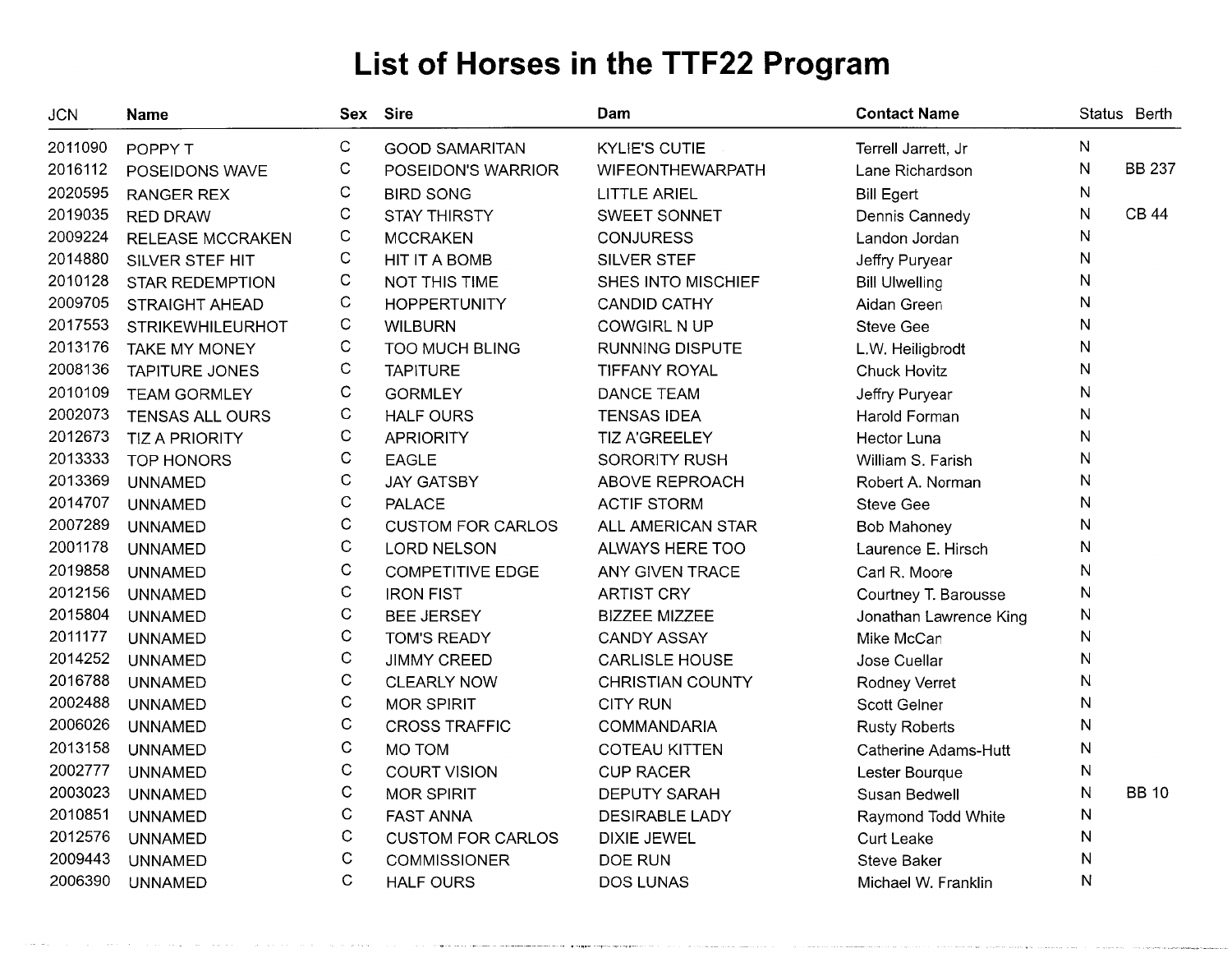# List of Horses in the TTF22 Program

| JCN | Name | Sex | Sire | Dam | Contact Name | Status | Berth |
|---|---|---|---|---|---|---|---|
| 2011090 | POPPY T | C | GOOD SAMARITAN | KYLIE'S CUTIE | Terrell Jarrett, Jr | N | |
| 2016112 | POSEIDONS WAVE | C | POSEIDON'S WARRIOR | WIFEONTHEWARPATH | Lane Richardson | N | BB 237 |
| 2020595 | RANGER REX | C | BIRD SONG | LITTLE ARIEL | Bill Egert | N | |
| 2019035 | RED DRAW | C | STAY THIRSTY | SWEET SONNET | Dennis Cannedy | N | CB 44 |
| 2009224 | RELEASE MCCRAKEN | C | MCCRAKEN | CONJURESS | Landon Jordan | N | |
| 2014880 | SILVER STEF HIT | C | HIT IT A BOMB | SILVER STEF | Jeffry Puryear | N | |
| 2010128 | STAR REDEMPTION | C | NOT THIS TIME | SHES INTO MISCHIEF | Bill Ulwelling | N | |
| 2009705 | STRAIGHT AHEAD | C | HOPPERTUNITY | CANDID CATHY | Aidan Green | N | |
| 2017553 | STRIKEWHILEURHOT | C | WILBURN | COWGIRL N UP | Steve Gee | N | |
| 2013176 | TAKE MY MONEY | C | TOO MUCH BLING | RUNNING DISPUTE | L.W. Heiligbrodt | N | |
| 2008136 | TAPITURE JONES | C | TAPITURE | TIFFANY ROYAL | Chuck Hovitz | N | |
| 2010109 | TEAM GORMLEY | C | GORMLEY | DANCE TEAM | Jeffry Puryear | N | |
| 2002073 | TENSAS ALL OURS | C | HALF OURS | TENSAS IDEA | Harold Forman | N | |
| 2012673 | TIZ A PRIORITY | C | APRIORITY | TIZ A'GREELEY | Hector Luna | N | |
| 2013333 | TOP HONORS | C | EAGLE | SORORITY RUSH | William S. Farish | N | |
| 2013369 | UNNAMED | C | JAY GATSBY | ABOVE REPROACH | Robert A. Norman | N | |
| 2014707 | UNNAMED | C | PALACE | ACTIF STORM | Steve Gee | N | |
| 2007289 | UNNAMED | C | CUSTOM FOR CARLOS | ALL AMERICAN STAR | Bob Mahoney | N | |
| 2001178 | UNNAMED | C | LORD NELSON | ALWAYS HERE TOO | Laurence E. Hirsch | N | |
| 2019858 | UNNAMED | C | COMPETITIVE EDGE | ANY GIVEN TRACE | Carl R. Moore | N | |
| 2012156 | UNNAMED | C | IRON FIST | ARTIST CRY | Courtney T. Barousse | N | |
| 2015804 | UNNAMED | C | BEE JERSEY | BIZZEE MIZZEE | Jonathan Lawrence King | N | |
| 2011177 | UNNAMED | C | TOM'S READY | CANDY ASSAY | Mike McCan | N | |
| 2014252 | UNNAMED | C | JIMMY CREED | CARLISLE HOUSE | Jose Cuellar | N | |
| 2016788 | UNNAMED | C | CLEARLY NOW | CHRISTIAN COUNTY | Rodney Verret | N | |
| 2002488 | UNNAMED | C | MOR SPIRIT | CITY RUN | Scott Gelner | N | |
| 2006026 | UNNAMED | C | CROSS TRAFFIC | COMMANDARIA | Rusty Roberts | N | |
| 2013158 | UNNAMED | C | MO TOM | COTEAU KITTEN | Catherine Adams-Hutt | N | |
| 2002777 | UNNAMED | C | COURT VISION | CUP RACER | Lester Bourque | N | |
| 2003023 | UNNAMED | C | MOR SPIRIT | DEPUTY SARAH | Susan Bedwell | N | BB 10 |
| 2010851 | UNNAMED | C | FAST ANNA | DESIRABLE LADY | Raymond Todd White | N | |
| 2012576 | UNNAMED | C | CUSTOM FOR CARLOS | DIXIE JEWEL | Curt Leake | N | |
| 2009443 | UNNAMED | C | COMMISSIONER | DOE RUN | Steve Baker | N | |
| 2006390 | UNNAMED | C | HALF OURS | DOS LUNAS | Michael W. Franklin | N | |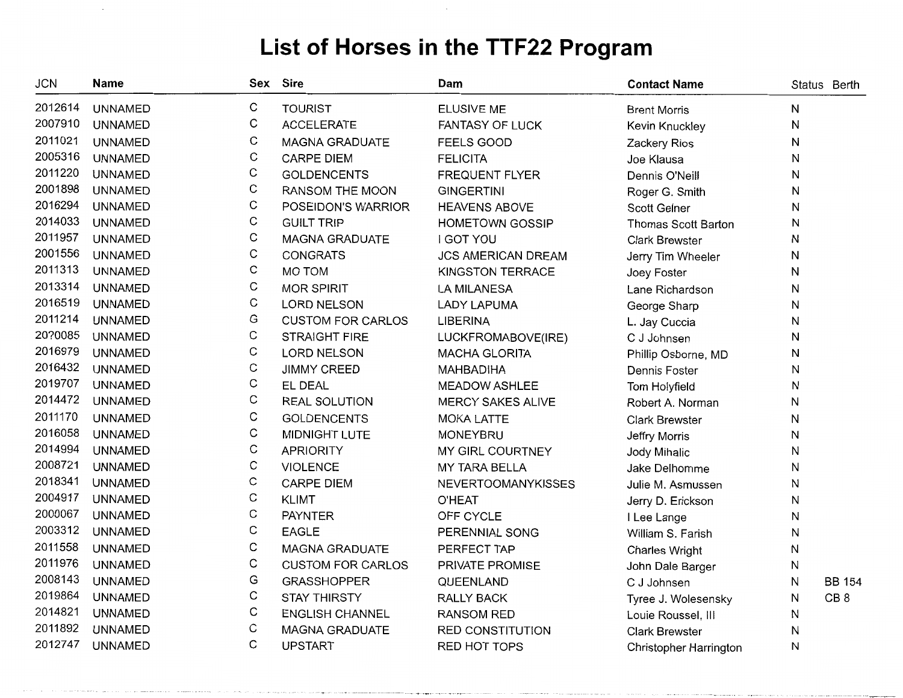# List of Horses in the TTF22 Program

| JCN | Name | Sex | Sire | Dam | Contact Name | Status | Berth |
|---|---|---|---|---|---|---|---|
| 2012614 | UNNAMED | C | TOURIST | ELUSIVE ME | Brent Morris | N | |
| 2007910 | UNNAMED | C | ACCELERATE | FANTASY OF LUCK | Kevin Knuckley | N | |
| 2011021 | UNNAMED | C | MAGNA GRADUATE | FEELS GOOD | Zackery Rios | N | |
| 2005316 | UNNAMED | C | CARPE DIEM | FELICITA | Joe Klausa | N | |
| 2011220 | UNNAMED | C | GOLDENCENTS | FREQUENT FLYER | Dennis O'Neill | N | |
| 2001898 | UNNAMED | C | RANSOM THE MOON | GINGERTINI | Roger G. Smith | N | |
| 2016294 | UNNAMED | C | POSEIDON'S WARRIOR | HEAVENS ABOVE | Scott Gelner | N | |
| 2014033 | UNNAMED | C | GUILT TRIP | HOMETOWN GOSSIP | Thomas Scott Barton | N | |
| 2011957 | UNNAMED | C | MAGNA GRADUATE | I GOT YOU | Clark Brewster | N | |
| 2001556 | UNNAMED | C | CONGRATS | JCS AMERICAN DREAM | Jerry Tim Wheeler | N | |
| 2011313 | UNNAMED | C | MO TOM | KINGSTON TERRACE | Joey Foster | N | |
| 2013314 | UNNAMED | C | MOR SPIRIT | LA MILANESA | Lane Richardson | N | |
| 2016519 | UNNAMED | C | LORD NELSON | LADY LAPUMA | George Sharp | N | |
| 2011214 | UNNAMED | G | CUSTOM FOR CARLOS | LIBERINA | L. Jay Cuccia | N | |
| 2020085 | UNNAMED | C | STRAIGHT FIRE | LUCKFROMABOVE(IRE) | C J Johnsen | N | |
| 2016979 | UNNAMED | C | LORD NELSON | MACHA GLORITA | Phillip Osborne, MD | N | |
| 2016432 | UNNAMED | C | JIMMY CREED | MAHBADIHA | Dennis Foster | N | |
| 2019707 | UNNAMED | C | EL DEAL | MEADOW ASHLEE | Tom Holyfield | N | |
| 2014472 | UNNAMED | C | REAL SOLUTION | MERCY SAKES ALIVE | Robert A. Norman | N | |
| 2011170 | UNNAMED | C | GOLDENCENTS | MOKA LATTE | Clark Brewster | N | |
| 2016058 | UNNAMED | C | MIDNIGHT LUTE | MONEYBRU | Jeffry Morris | N | |
| 2014994 | UNNAMED | C | APRIORITY | MY GIRL COURTNEY | Jody Mihalic | N | |
| 2008721 | UNNAMED | C | VIOLENCE | MY TARA BELLA | Jake Delhomme | N | |
| 2018341 | UNNAMED | C | CARPE DIEM | NEVERTOOMANYKISSES | Julie M. Asmussen | N | |
| 2004917 | UNNAMED | C | KLIMT | O'HEAT | Jerry D. Erickson | N | |
| 2000067 | UNNAMED | C | PAYNTER | OFF CYCLE | I Lee Lange | N | |
| 2003312 | UNNAMED | C | EAGLE | PERENNIAL SONG | William S. Farish | N | |
| 2011558 | UNNAMED | C | MAGNA GRADUATE | PERFECT TAP | Charles Wright | N | |
| 2011976 | UNNAMED | C | CUSTOM FOR CARLOS | PRIVATE PROMISE | John Dale Barger | N | |
| 2008143 | UNNAMED | G | GRASSHOPPER | QUEENLAND | C J Johnsen | N | BB 154 |
| 2019864 | UNNAMED | C | STAY THIRSTY | RALLY BACK | Tyree J. Wolesensky | N | CB 8 |
| 2014821 | UNNAMED | C | ENGLISH CHANNEL | RANSOM RED | Louie Roussel, III | N | |
| 2011892 | UNNAMED | C | MAGNA GRADUATE | RED CONSTITUTION | Clark Brewster | N | |
| 2012747 | UNNAMED | C | UPSTART | RED HOT TOPS | Christopher Harrington | N | |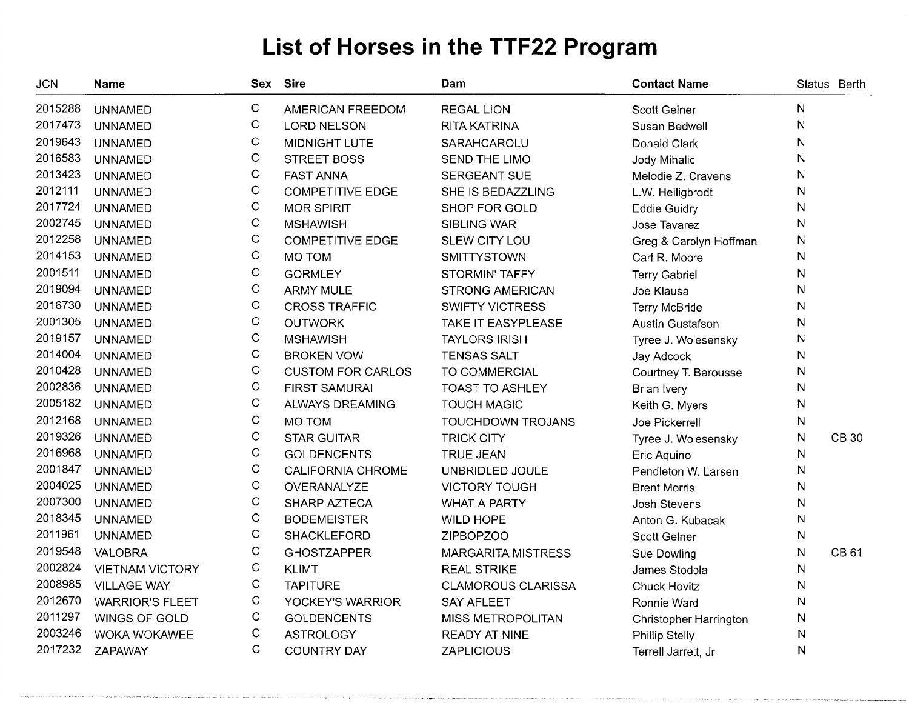# List of Horses in the TTF22 Program

| JCN | Name | Sex | Sire | Dam | Contact Name | Status | Berth |
|---|---|---|---|---|---|---|---|
| 2015288 | UNNAMED | C | AMERICAN FREEDOM | REGAL LION | Scott Gelner | N | |
| 2017473 | UNNAMED | C | LORD NELSON | RITA KATRINA | Susan Bedwell | N | |
| 2019643 | UNNAMED | C | MIDNIGHT LUTE | SARAHCAROLU | Donald Clark | N | |
| 2016583 | UNNAMED | C | STREET BOSS | SEND THE LIMO | Jody Mihalic | N | |
| 2013423 | UNNAMED | C | FAST ANNA | SERGEANT SUE | Melodie Z. Cravens | N | |
| 2012111 | UNNAMED | C | COMPETITIVE EDGE | SHE IS BEDAZZLING | L.W. Heiligbrodt | N | |
| 2017724 | UNNAMED | C | MOR SPIRIT | SHOP FOR GOLD | Eddie Guidry | N | |
| 2002745 | UNNAMED | C | MSHAWISH | SIBLING WAR | Jose Tavarez | N | |
| 2012258 | UNNAMED | C | COMPETITIVE EDGE | SLEW CITY LOU | Greg & Carolyn Hoffman | N | |
| 2014153 | UNNAMED | C | MO TOM | SMITTYSTOWN | Carl R. Moore | N | |
| 2001511 | UNNAMED | C | GORMLEY | STORMIN' TAFFY | Terry Gabriel | N | |
| 2019094 | UNNAMED | C | ARMY MULE | STRONG AMERICAN | Joe Klausa | N | |
| 2016730 | UNNAMED | C | CROSS TRAFFIC | SWIFTY VICTRESS | Terry McBride | N | |
| 2001305 | UNNAMED | C | OUTWORK | TAKE IT EASYPLEASE | Austin Gustafson | N | |
| 2019157 | UNNAMED | C | MSHAWISH | TAYLORS IRISH | Tyree J. Wolesensky | N | |
| 2014004 | UNNAMED | C | BROKEN VOW | TENSAS SALT | Jay Adcock | N | |
| 2010428 | UNNAMED | C | CUSTOM FOR CARLOS | TO COMMERCIAL | Courtney T. Barousse | N | |
| 2002836 | UNNAMED | C | FIRST SAMURAI | TOAST TO ASHLEY | Brian Ivery | N | |
| 2005182 | UNNAMED | C | ALWAYS DREAMING | TOUCH MAGIC | Keith G. Myers | N | |
| 2012168 | UNNAMED | C | MO TOM | TOUCHDOWN TROJANS | Joe Pickerrell | N | |
| 2019326 | UNNAMED | C | STAR GUITAR | TRICK CITY | Tyree J. Wolesensky | N | CB 30 |
| 2016968 | UNNAMED | C | GOLDENCENTS | TRUE JEAN | Eric Aquino | N | |
| 2001847 | UNNAMED | C | CALIFORNIA CHROME | UNBRIDLED JOULE | Pendleton W. Larsen | N | |
| 2004025 | UNNAMED | C | OVERANALYZE | VICTORY TOUGH | Brent Morris | N | |
| 2007300 | UNNAMED | C | SHARP AZTECA | WHAT A PARTY | Josh Stevens | N | |
| 2018345 | UNNAMED | C | BODEMEISTER | WILD HOPE | Anton G. Kubacak | N | |
| 2011961 | UNNAMED | C | SHACKLEFORD | ZIPBOPZOO | Scott Gelner | N | |
| 2019548 | VALOBRA | C | GHOSTZAPPER | MARGARITA MISTRESS | Sue Dowling | N | CB 61 |
| 2002824 | VIETNAM VICTORY | C | KLIMT | REAL STRIKE | James Stodola | N | |
| 2008985 | VILLAGE WAY | C | TAPITURE | CLAMOROUS CLARISSA | Chuck Hovitz | N | |
| 2012670 | WARRIOR'S FLEET | C | YOCKEY'S WARRIOR | SAY AFLEET | Ronnie Ward | N | |
| 2011297 | WINGS OF GOLD | C | GOLDENCENTS | MISS METROPOLITAN | Christopher Harrington | N | |
| 2003246 | WOKA WOKAWEE | C | ASTROLOGY | READY AT NINE | Phillip Stelly | N | |
| 2017232 | ZAPAWAY | C | COUNTRY DAY | ZAPLICIOUS | Terrell Jarrett, Jr | N | |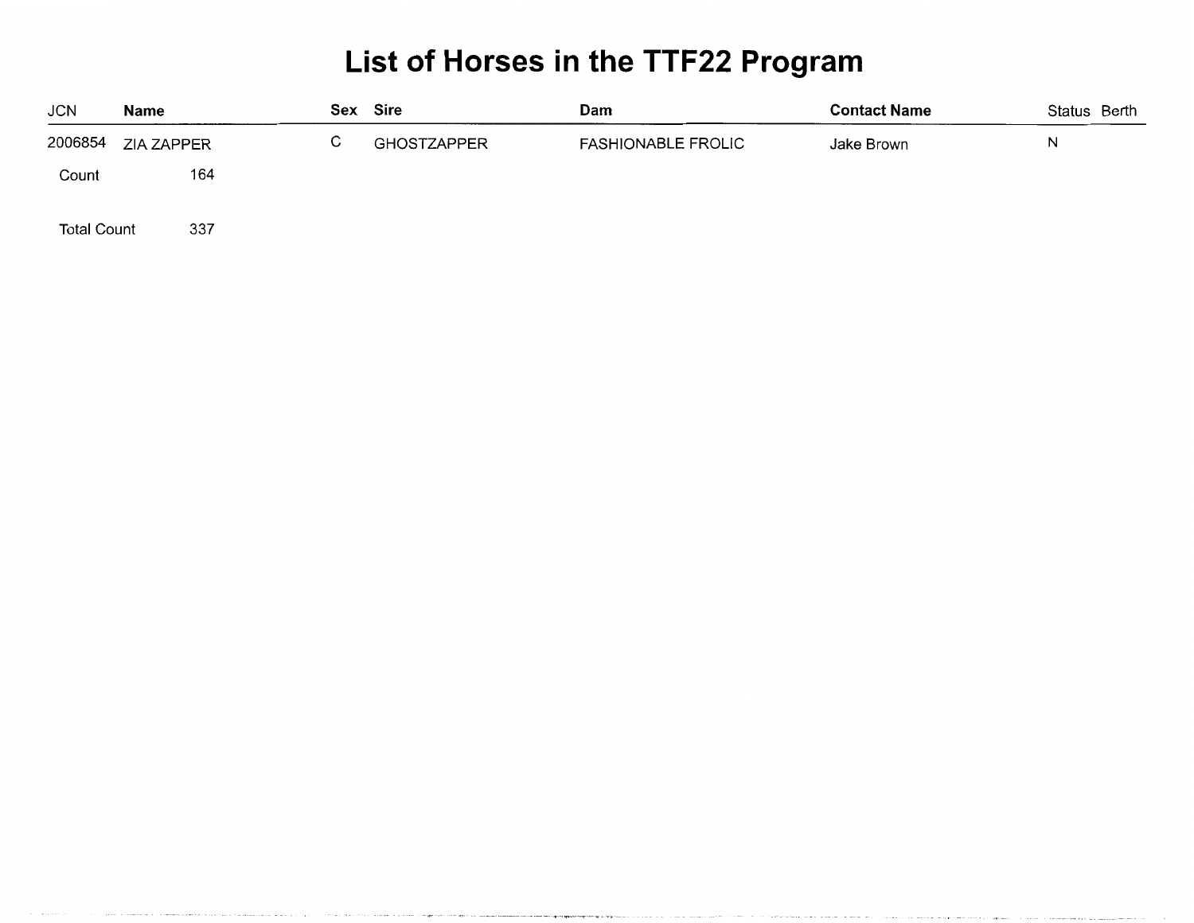# List of Horses in the TTF22 Program

| JCN | Name | Sex | Sire | Dam | Contact Name | Status | Berth |
|---|---|---|---|---|---|---|---|
| 2006854 | ZIA ZAPPER | C | GHOSTZAPPER | FASHIONABLE FROLIC | Jake Brown | N | |

Count 164

Total Count 337